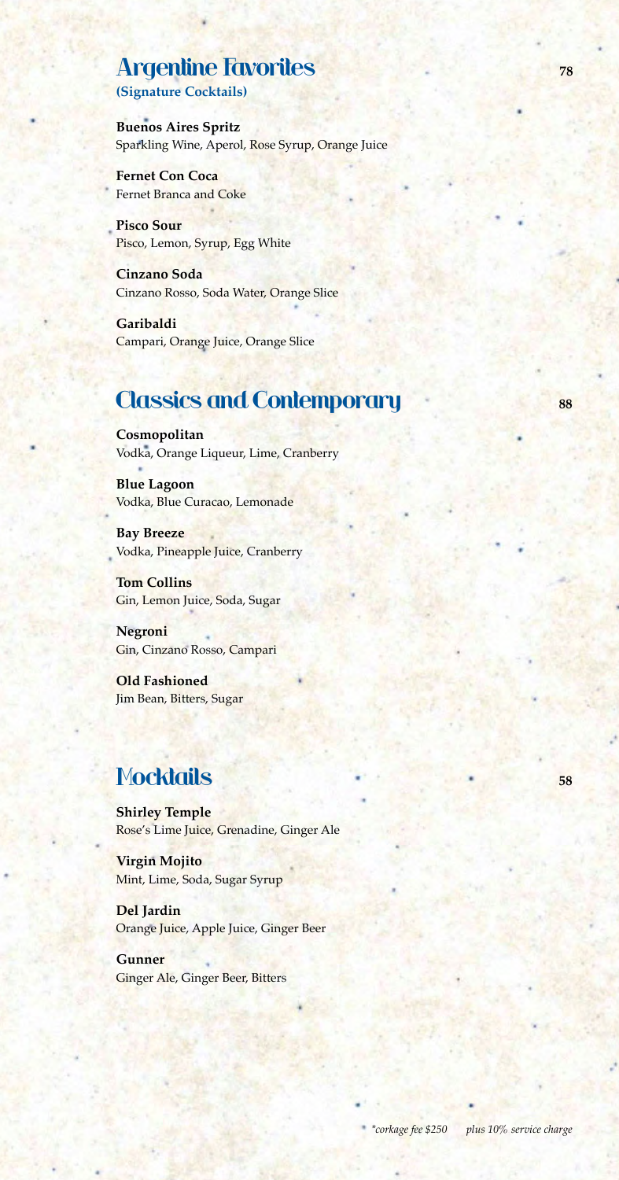## Argentine Favorites 78

**(Signature Cocktails)**

**Buenos Aires Spritz**
Sparkling Wine, Aperol, Rose Syrup, Orange Juice

**Fernet Con Coca**
Fernet Branca and Coke

**Pisco Sour**
Pisco, Lemon, Syrup, Egg White

**Cinzano Soda**
Cinzano Rosso, Soda Water, Orange Slice

**Garibaldi**
Campari, Orange Juice, Orange Slice

## Classics and Contemporary 88

**Cosmopolitan**
Vodka, Orange Liqueur, Lime, Cranberry

**Blue Lagoon**
Vodka, Blue Curacao, Lemonade

**Bay Breeze**
Vodka, Pineapple Juice, Cranberry

**Tom Collins**
Gin, Lemon Juice, Soda, Sugar

**Negroni**
Gin, Cinzano Rosso, Campari

**Old Fashioned**
Jim Bean, Bitters, Sugar

## Mocktails 58

**Shirley Temple**
Rose's Lime Juice, Grenadine, Ginger Ale

**Virgin Mojito**
Mint, Lime, Soda, Sugar Syrup

**Del Jardin**
Orange Juice, Apple Juice, Ginger Beer

**Gunner**
Ginger Ale, Ginger Beer, Bitters

*\*corkage fee $250 plus 10% service charge*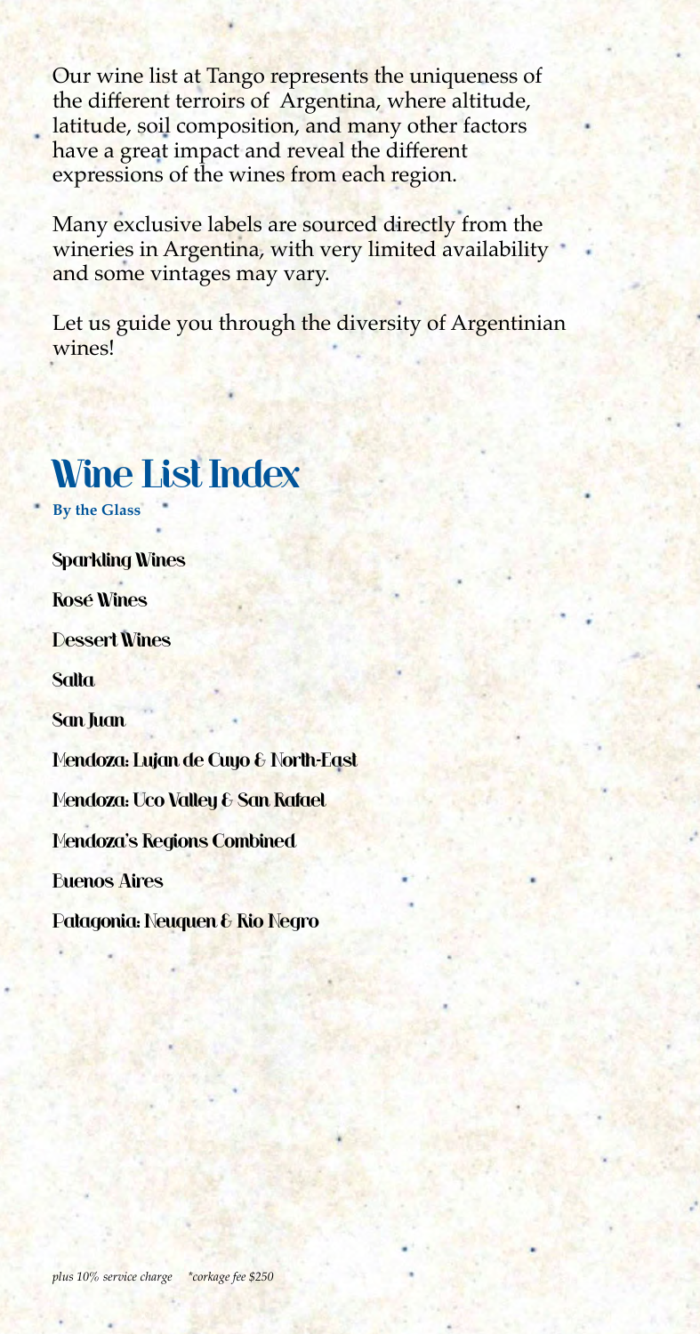Our wine list at Tango represents the uniqueness of the different terroirs of Argentina, where altitude, latitude, soil composition, and many other factors have a great impact and reveal the different expressions of the wines from each region.

Many exclusive labels are sourced directly from the wineries in Argentina, with very limited availability and some vintages may vary.

Let us guide you through the diversity of Argentinian wines!

# Wine List Index

**By the Glass**

Sparkling Wines

Rosé Wines

Dessert Wines

Salta

San Juan

Mendoza: Lujan de Cuyo & North-East

Mendoza: Uco Valley & San Rafael

Mendoza's Regions Combined

Buenos Aires

Patagonia: Neuquen & Rio Negro

*plus 10% service charge \*corkage fee $250*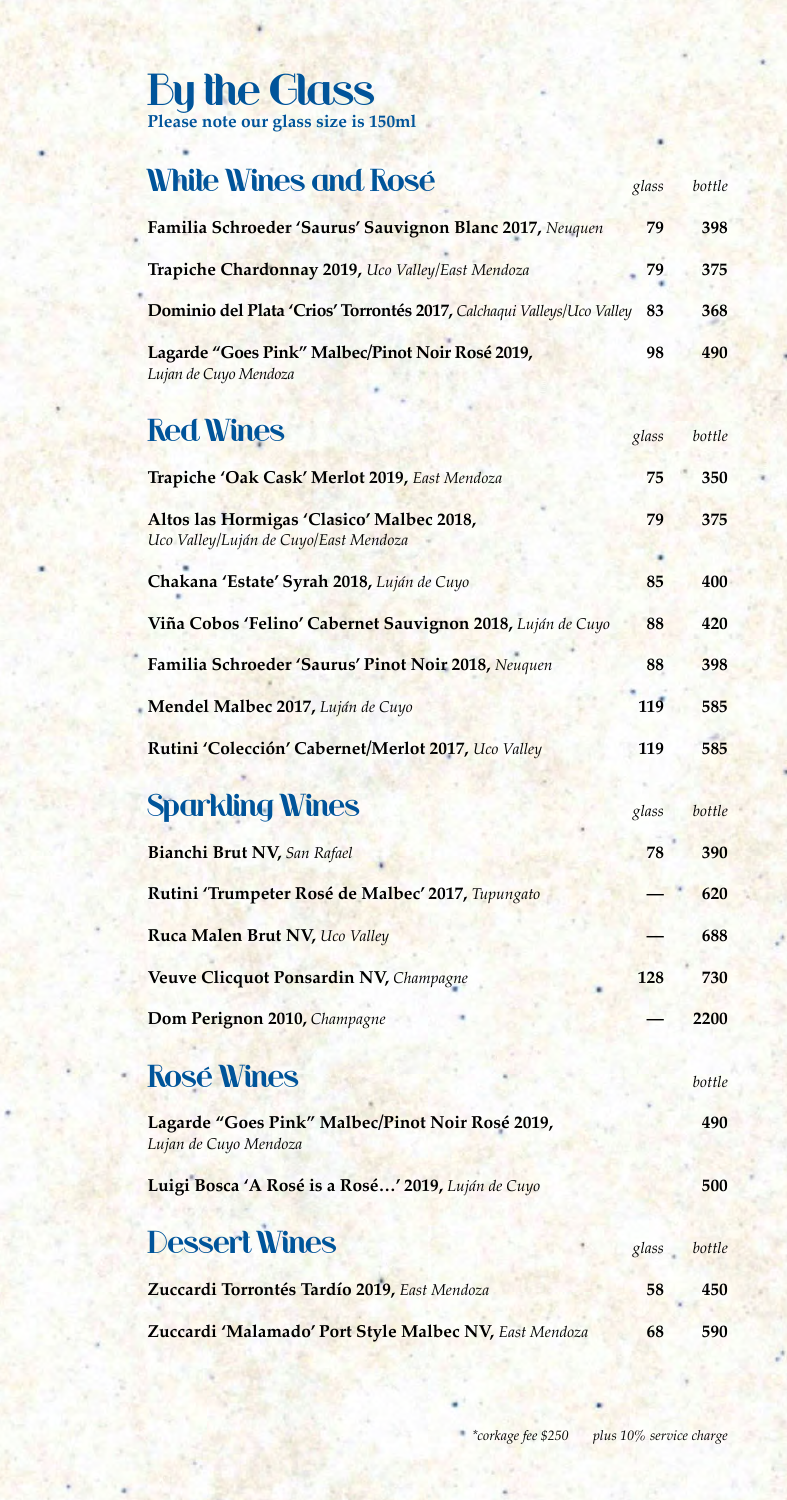# By the Glass

**Please note our glass size is 150ml**

## White Wines and Rosé

| | *glass* | *bottle* |
|---|---|---|
| **Familia Schroeder 'Saurus' Sauvignon Blanc 2017,** *Neuquen* | 79 | 398 |
| **Trapiche Chardonnay 2019,** *Uco Valley/East Mendoza* | 79 | 375 |
| **Dominio del Plata 'Crios' Torrontés 2017,** *Calchaqui Valleys/Uco Valley* | 83 | 368 |
| **Lagarde "Goes Pink" Malbec/Pinot Noir Rosé 2019,** *Lujan de Cuyo Mendoza* | 98 | 490 |

## Red Wines

| | *glass* | *bottle* |
|---|---|---|
| **Trapiche 'Oak Cask' Merlot 2019,** *East Mendoza* | 75 | 350 |
| **Altos las Hormigas 'Clasico' Malbec 2018,** *Uco Valley/Luján de Cuyo/East Mendoza* | 79 | 375 |
| **Chakana 'Estate' Syrah 2018,** *Luján de Cuyo* | 85 | 400 |
| **Viña Cobos 'Felino' Cabernet Sauvignon 2018,** *Luján de Cuyo* | 88 | 420 |
| **Familia Schroeder 'Saurus' Pinot Noir 2018,** *Neuquen* | 88 | 398 |
| **Mendel Malbec 2017,** *Luján de Cuyo* | 119 | 585 |
| **Rutini 'Colección' Cabernet/Merlot 2017,** *Uco Valley* | 119 | 585 |

## Sparkling Wines

| | *glass* | *bottle* |
|---|---|---|
| **Bianchi Brut NV,** *San Rafael* | 78 | 390 |
| **Rutini 'Trumpeter Rosé de Malbec' 2017,** *Tupungato* | — | 620 |
| **Ruca Malen Brut NV,** *Uco Valley* | — | 688 |
| **Veuve Clicquot Ponsardin NV,** *Champagne* | 128 | 730 |
| **Dom Perignon 2010,** *Champagne* | — | 2200 |

## Rosé Wines

| | *bottle* |
|---|---|
| **Lagarde "Goes Pink" Malbec/Pinot Noir Rosé 2019,** *Lujan de Cuyo Mendoza* | 490 |
| **Luigi Bosca 'A Rosé is a Rosé…' 2019,** *Luján de Cuyo* | 500 |

## Dessert Wines

| | *glass* | *bottle* |
|---|---|---|
| **Zuccardi Torrontés Tardío 2019,** *East Mendoza* | 58 | 450 |
| **Zuccardi 'Malamado' Port Style Malbec NV,** *East Mendoza* | 68 | 590 |

*\*corkage fee $250* *plus 10% service charge*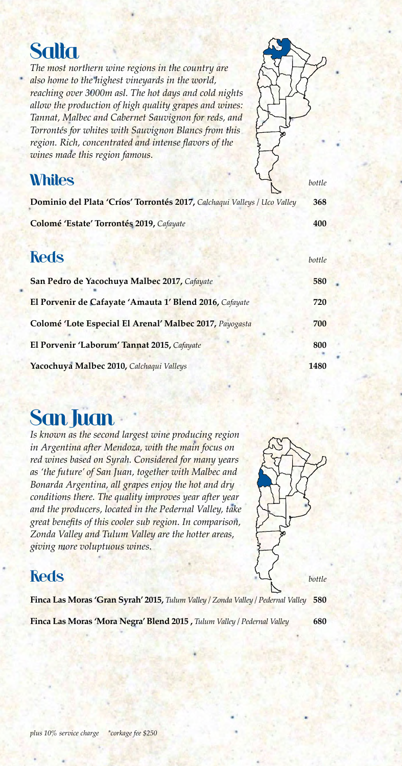# Salta

*The most northern wine regions in the country are also home to the highest vineyards in the world, reaching over 3000m asl. The hot days and cold nights allow the production of high quality grapes and wines: Tannat, Malbec and Cabernet Sauvignon for reds, and Torrontés for whites with Sauvignon Blancs from this region. Rich, concentrated and intense flavors of the wines made this region famous.*

## Whites

| | *bottle* |
|---|---|
| **Dominio del Plata 'Críos' Torrontés 2017,** *Calchaqui Valleys / Uco Valley* | **368** |
| **Colomé 'Estate' Torrontés 2019,** *Cafayate* | **400** |

## Reds

| | *bottle* |
|---|---|
| **San Pedro de Yacochuya Malbec 2017,** *Cafayate* | **580** |
| **El Porvenir de Cafayate 'Amauta 1' Blend 2016,** *Cafayate* | **720** |
| **Colomé 'Lote Especial El Arenal' Malbec 2017,** *Payogasta* | **700** |
| **El Porvenir 'Laborum' Tannat 2015,** *Cafayate* | **800** |
| **Yacochuya Malbec 2010,** *Calchaqui Valleys* | **1480** |

# San Juan

*Is known as the second largest wine producing region in Argentina after Mendoza, with the main focus on red wines based on Syrah. Considered for many years as 'the future' of San Juan, together with Malbec and Bonarda Argentina, all grapes enjoy the hot and dry conditions there. The quality improves year after year and the producers, located in the Pedernal Valley, take great benefits of this cooler sub region. In comparison, Zonda Valley and Tulum Valley are the hotter areas, giving more voluptuous wines.*

## Reds

| | *bottle* |
|---|---|
| **Finca Las Moras 'Gran Syrah' 2015,** *Tulum Valley / Zonda Valley / Pedernal Valley* | **580** |
| **Finca Las Moras 'Mora Negra' Blend 2015 ,** *Tulum Valley / Pedernal Valley* | **680** |

*plus 10% service charge \*corkage fee $250*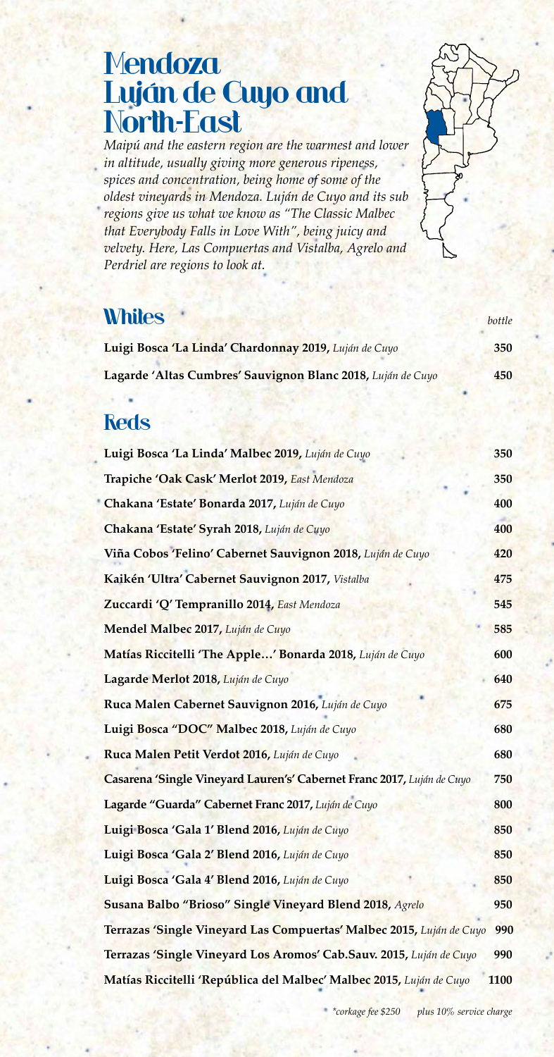# Mendoza Luján de Cuyo and North-East

*Maipú and the eastern region are the warmest and lower in altitude, usually giving more generous ripeness, spices and concentration, being home of some of the oldest vineyards in Mendoza. Luján de Cuyo and its sub regions give us what we know as "The Classic Malbec that Everybody Falls in Love With", being juicy and velvety. Here, Las Compuertas and Vistalba, Agrelo and Perdriel are regions to look at.*

## Whites

| | *bottle* |
|---|---|
| **Luigi Bosca 'La Linda' Chardonnay 2019,** *Luján de Cuyo* | **350** |
| **Lagarde 'Altas Cumbres' Sauvignon Blanc 2018,** *Luján de Cuyo* | **450** |

## Reds

| | |
|---|---|
| **Luigi Bosca 'La Linda' Malbec 2019,** *Luján de Cuyo* | **350** |
| **Trapiche 'Oak Cask' Merlot 2019,** *East Mendoza* | **350** |
| **Chakana 'Estate' Bonarda 2017,** *Luján de Cuyo* | **400** |
| **Chakana 'Estate' Syrah 2018,** *Luján de Cuyo* | **400** |
| **Viña Cobos 'Felino' Cabernet Sauvignon 2018,** *Luján de Cuyo* | **420** |
| **Kaikén 'Ultra' Cabernet Sauvignon 2017,** *Vistalba* | **475** |
| **Zuccardi 'Q' Tempranillo 2014,** *East Mendoza* | **545** |
| **Mendel Malbec 2017,** *Luján de Cuyo* | **585** |
| **Matías Riccitelli 'The Apple…' Bonarda 2018,** *Luján de Cuyo* | **600** |
| **Lagarde Merlot 2018,** *Luján de Cuyo* | **640** |
| **Ruca Malen Cabernet Sauvignon 2016,** *Luján de Cuyo* | **675** |
| **Luigi Bosca "DOC" Malbec 2018,** *Luján de Cuyo* | **680** |
| **Ruca Malen Petit Verdot 2016,** *Luján de Cuyo* | **680** |
| **Casarena 'Single Vineyard Lauren's' Cabernet Franc 2017,** *Luján de Cuyo* | **750** |
| **Lagarde "Guarda" Cabernet Franc 2017,** *Luján de Cuyo* | **800** |
| **Luigi Bosca 'Gala 1' Blend 2016,** *Luján de Cuyo* | **850** |
| **Luigi Bosca 'Gala 2' Blend 2016,** *Luján de Cuyo* | **850** |
| **Luigi Bosca 'Gala 4' Blend 2016,** *Luján de Cuyo* | **850** |
| **Susana Balbo "Brioso" Single Vineyard Blend 2018,** *Agrelo* | **950** |
| **Terrazas 'Single Vineyard Las Compuertas' Malbec 2015,** *Luján de Cuyo* | **990** |
| **Terrazas 'Single Vineyard Los Aromos' Cab.Sauv. 2015,** *Luján de Cuyo* | **990** |
| **Matías Riccitelli 'República del Malbec' Malbec 2015,** *Luján de Cuyo* | **1100** |

*\*corkage fee $250 plus 10% service charge*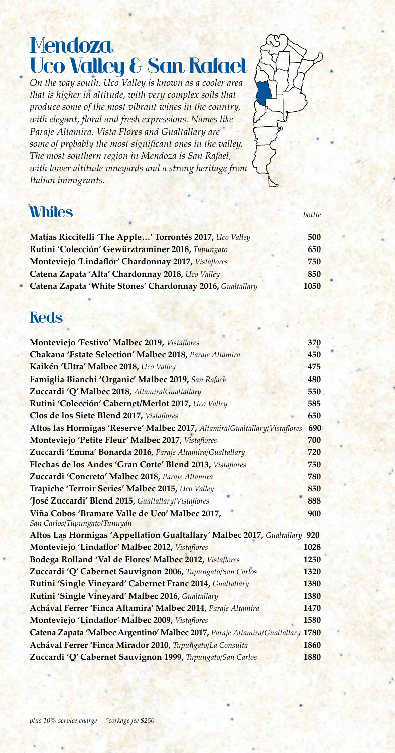# Mendoza
# Uco Valley & San Rafael

*On the way south, Uco Valley is known as a cooler area that is higher in altitude, with very complex soils that produce some of the most vibrant wines in the country, with elegant, floral and fresh expressions. Names like Paraje Altamira, Vista Flores and Gualtallary are some of probably the most significant ones in the valley. The most southern region in Mendoza is San Rafael, with lower altitude vineyards and a strong heritage from Italian immigrants.*

## Whites

| | *bottle* |
|---|---|
| **Matías Riccitelli 'The Apple…' Torrontés 2017,** *Uco Valley* | **500** |
| **Rutini 'Colección' Gewürztraminer 2018,** *Tupungato* | **650** |
| **Monteviejo 'Lindaflor' Chardonnay 2017,** *Vistaflores* | **750** |
| **Catena Zapata 'Alta' Chardonnay 2018,** *Uco Valley* | **850** |
| **Catena Zapata 'White Stones' Chardonnay 2016,** *Gualtallary* | **1050** |

## Reds

| | |
|---|---|
| **Monteviejo 'Festivo' Malbec 2019,** *Vistaflores* | **370** |
| **Chakana 'Estate Selection' Malbec 2018,** *Paraje Altamira* | **450** |
| **Kaikén 'Ultra' Malbec 2018,** *Uco Valley* | **475** |
| **Famiglia Bianchi 'Organic' Malbec 2019,** *San Rafael* | **480** |
| **Zuccardi 'Q' Malbec 2018,** *Altamira/Gualtallary* | **550** |
| **Rutini 'Colección' Cabernet/Merlot 2017,** *Uco Valley* | **585** |
| **Clos de los Siete Blend 2017,** *Vistaflores* | **650** |
| **Altos las Hormigas 'Reserve' Malbec 2017,** *Altamira/Gualtallary/Vistaflores* | **690** |
| **Monteviejo 'Petite Fleur' Malbec 2017,** *Vistaflores* | **700** |
| **Zuccardi 'Emma' Bonarda 2016,** *Paraje Altamira/Gualtallary* | **720** |
| **Flechas de los Andes 'Gran Corte' Blend 2013,** *Vistaflores* | **750** |
| **Zuccardi 'Concreto' Malbec 2018,** *Paraje Altamira* | **780** |
| **Trapiche 'Terroir Series' Malbec 2015,** *Uco Valley* | **850** |
| **'José Zuccardi' Blend 2015,** *Gualtallary/Vistaflores* | **888** |
| **Viña Cobos 'Bramare Valle de Uco' Malbec 2017,** *San Carlos/Tupungato/Tunuyán* | **900** |
| **Altos Las Hormigas 'Appellation Gualtallary' Malbec 2017,** *Gualtallary* | **920** |
| **Monteviejo 'Lindaflor' Malbec 2012,** *Vistaflores* | **1028** |
| **Bodega Rolland 'Val de Flores' Malbec 2012,** *Vistaflores* | **1250** |
| **Zuccardi 'Q' Cabernet Sauvignon 2006,** *Tupungato/San Carlos* | **1320** |
| **Rutini 'Single Vineyard' Cabernet Franc 2014,** *Gualtallary* | **1380** |
| **Rutini 'Single Vineyard' Malbec 2016,** *Gualtallary* | **1380** |
| **Achával Ferrer 'Finca Altamira' Malbec 2014,** *Paraje Altamira* | **1470** |
| **Monteviejo 'Lindaflor' Malbec 2009,** *Vistaflores* | **1580** |
| **Catena Zapata 'Malbec Argentino' Malbec 2017,** *Paraje Altamira/Gualtallary* | **1780** |
| **Achával Ferrer 'Finca Mirador 2010,** *Tupungato/La Consulta* | **1860** |
| **Zuccardi 'Q' Cabernet Sauvignon 1999,** *Tupungato/San Carlos* | **1880** |

*plus 10% service charge &nbsp;&nbsp; *corkage fee $250*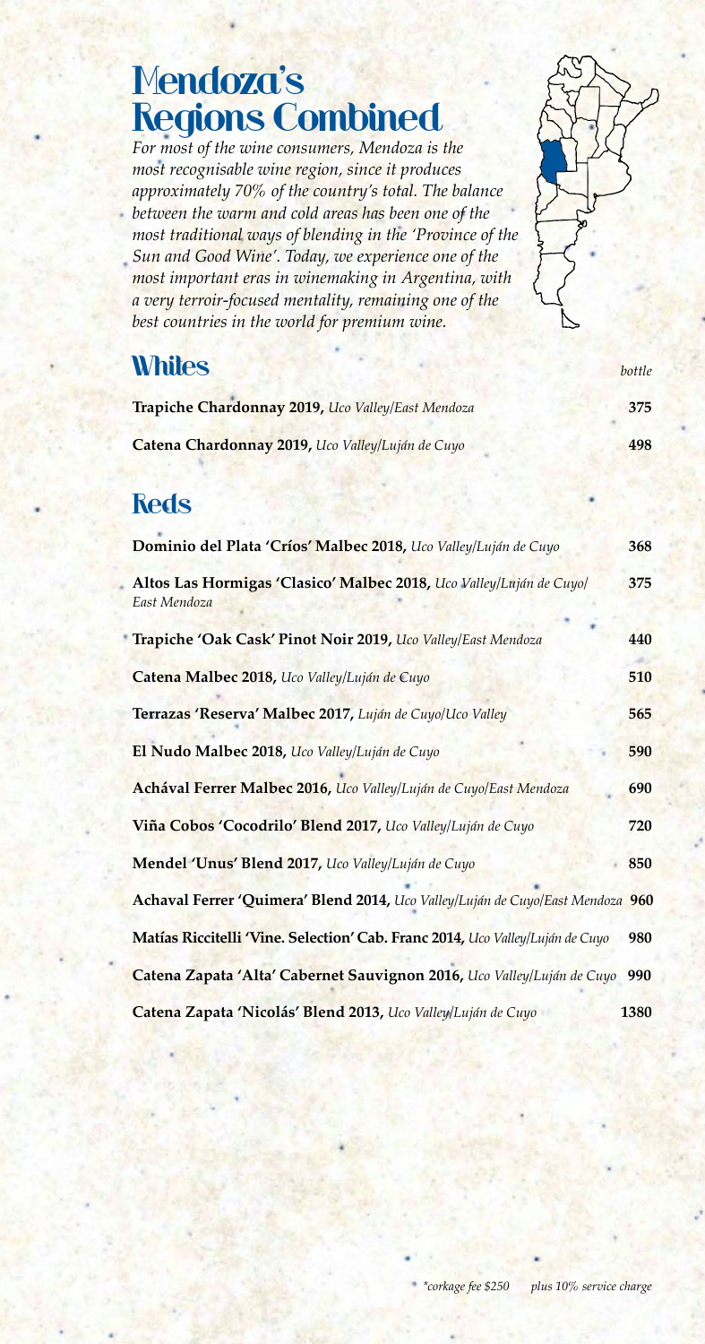# Mendoza's Regions Combined

*For most of the wine consumers, Mendoza is the most recognisable wine region, since it produces approximately 70% of the country's total. The balance between the warm and cold areas has been one of the most traditional ways of blending in the 'Province of the Sun and Good Wine'. Today, we experience one of the most important eras in winemaking in Argentina, with a very terroir-focused mentality, remaining one of the best countries in the world for premium wine.*

## Whites

| | *bottle* |
|---|---|
| **Trapiche Chardonnay 2019,** *Uco Valley/East Mendoza* | **375** |
| **Catena Chardonnay 2019,** *Uco Valley/Luján de Cuyo* | **498** |

## Reds

| | |
|---|---|
| **Dominio del Plata 'Críos' Malbec 2018,** *Uco Valley/Luján de Cuyo* | **368** |
| **Altos Las Hormigas 'Clasico' Malbec 2018,** *Uco Valley/Luján de Cuyo/East Mendoza* | **375** |
| **Trapiche 'Oak Cask' Pinot Noir 2019,** *Uco Valley/East Mendoza* | **440** |
| **Catena Malbec 2018,** *Uco Valley/Luján de Cuyo* | **510** |
| **Terrazas 'Reserva' Malbec 2017,** *Luján de Cuyo/Uco Valley* | **565** |
| **El Nudo Malbec 2018,** *Uco Valley/Luján de Cuyo* | **590** |
| **Achával Ferrer Malbec 2016,** *Uco Valley/Luján de Cuyo/East Mendoza* | **690** |
| **Viña Cobos 'Cocodrilo' Blend 2017,** *Uco Valley/Luján de Cuyo* | **720** |
| **Mendel 'Unus' Blend 2017,** *Uco Valley/Luján de Cuyo* | **850** |
| **Achaval Ferrer 'Quimera' Blend 2014,** *Uco Valley/Luján de Cuyo/East Mendoza* | **960** |
| **Matías Riccitelli 'Vine. Selection' Cab. Franc 2014,** *Uco Valley/Luján de Cuyo* | **980** |
| **Catena Zapata 'Alta' Cabernet Sauvignon 2016,** *Uco Valley/Luján de Cuyo* | **990** |
| **Catena Zapata 'Nicolás' Blend 2013,** *Uco Valley/Luján de Cuyo* | **1380** |

*\*corkage fee $250 plus 10% service charge*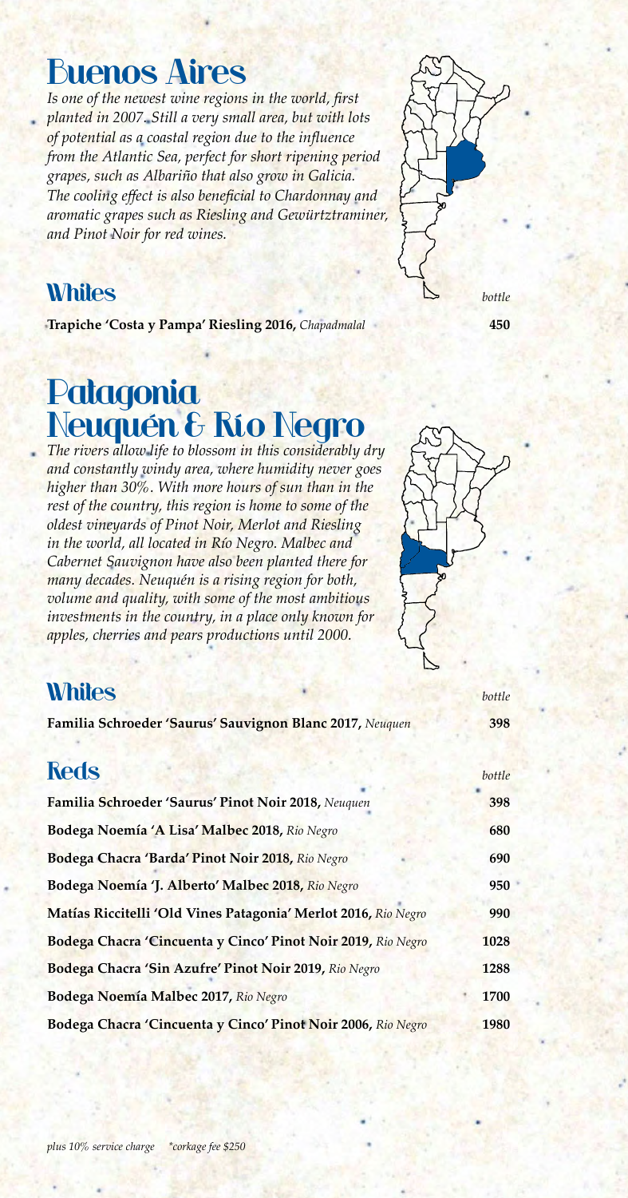# Buenos Aires

*Is one of the newest wine regions in the world, first planted in 2007. Still a very small area, but with lots of potential as a coastal region due to the influence from the Atlantic Sea, perfect for short ripening period grapes, such as Albariño that also grow in Galicia. The cooling effect is also beneficial to Chardonnay and aromatic grapes such as Riesling and Gewürztraminer, and Pinot Noir for red wines.*

## Whites

| | *bottle* |
|---|---|
| **Trapiche 'Costa y Pampa' Riesling 2016,** *Chapadmalal* | **450** |

# Patagonia Neuquén & Río Negro

*The rivers allow life to blossom in this considerably dry and constantly windy area, where humidity never goes higher than 30%. With more hours of sun than in the rest of the country, this region is home to some of the oldest vineyards of Pinot Noir, Merlot and Riesling in the world, all located in Río Negro. Malbec and Cabernet Sauvignon have also been planted there for many decades. Neuquén is a rising region for both, volume and quality, with some of the most ambitious investments in the country, in a place only known for apples, cherries and pears productions until 2000.*

## Whites

| | *bottle* |
|---|---|
| **Familia Schroeder 'Saurus' Sauvignon Blanc 2017,** *Neuquen* | **398** |

## Reds

| | *bottle* |
|---|---|
| **Familia Schroeder 'Saurus' Pinot Noir 2018,** *Neuquen* | **398** |
| **Bodega Noemía 'A Lisa' Malbec 2018,** *Rio Negro* | **680** |
| **Bodega Chacra 'Barda' Pinot Noir 2018,** *Rio Negro* | **690** |
| **Bodega Noemía 'J. Alberto' Malbec 2018,** *Rio Negro* | **950** |
| **Matías Riccitelli 'Old Vines Patagonia' Merlot 2016,** *Rio Negro* | **990** |
| **Bodega Chacra 'Cincuenta y Cinco' Pinot Noir 2019,** *Rio Negro* | **1028** |
| **Bodega Chacra 'Sin Azufre' Pinot Noir 2019,** *Rio Negro* | **1288** |
| **Bodega Noemía Malbec 2017,** *Rio Negro* | **1700** |
| **Bodega Chacra 'Cincuenta y Cinco' Pinot Noir 2006,** *Rio Negro* | **1980** |

*plus 10% service charge \*corkage fee $250*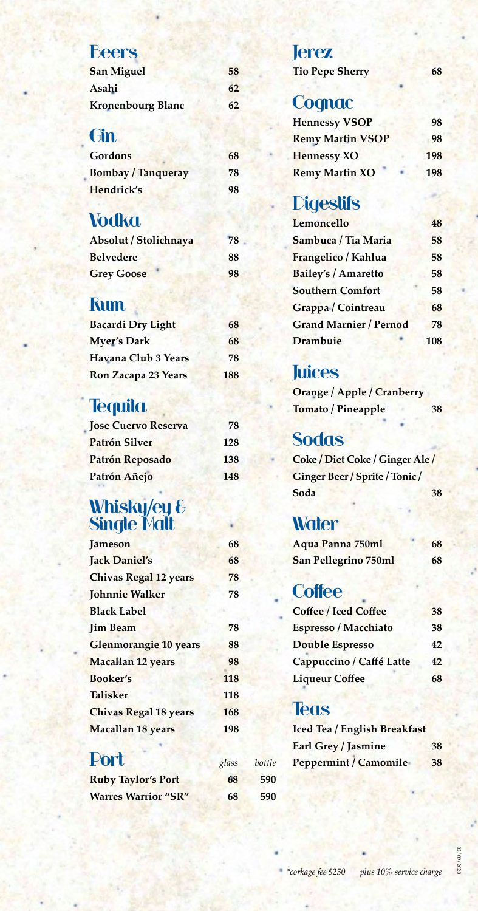## Beers

| | |
|---|---|
| **San Miguel** | **58** |
| **Asahi** | **62** |
| **Kronenbourg Blanc** | **62** |

## Gin

| | |
|---|---|
| **Gordons** | **68** |
| **Bombay / Tanqueray** | **78** |
| **Hendrick's** | **98** |

## Vodka

| | |
|---|---|
| **Absolut / Stolichnaya** | **78** |
| **Belvedere** | **88** |
| **Grey Goose** | **98** |

## Rum

| | |
|---|---|
| **Bacardi Dry Light** | **68** |
| **Myer's Dark** | **68** |
| **Havana Club 3 Years** | **78** |
| **Ron Zacapa 23 Years** | **188** |

## Tequila

| | |
|---|---|
| **Jose Cuervo Reserva** | **78** |
| **Patrón Silver** | **128** |
| **Patrón Reposado** | **138** |
| **Patrón Añejo** | **148** |

## Whisky/ey & Single Malt

| | |
|---|---|
| **Jameson** | **68** |
| **Jack Daniel's** | **68** |
| **Chivas Regal 12 years** | **78** |
| **Johnnie Walker Black Label** | **78** |
| **Jim Beam** | **78** |
| **Glenmorangie 10 years** | **88** |
| **Macallan 12 years** | **98** |
| **Booker's** | **118** |
| **Talisker** | **118** |
| **Chivas Regal 18 years** | **168** |
| **Macallan 18 years** | **198** |

## Port

| | *glass* | *bottle* |
|---|---|---|
| **Ruby Taylor's Port** | **68** | **590** |
| **Warres Warrior "SR"** | **68** | **590** |

## Jerez

| | |
|---|---|
| **Tio Pepe Sherry** | **68** |

## Cognac

| | |
|---|---|
| **Hennessy VSOP** | **98** |
| **Remy Martin VSOP** | **98** |
| **Hennessy XO** | **198** |
| **Remy Martin XO** | **198** |

## Digestifs

| | |
|---|---|
| **Lemoncello** | **48** |
| **Sambuca / Tia Maria** | **58** |
| **Frangelico / Kahlua** | **58** |
| **Bailey's / Amaretto** | **58** |
| **Southern Comfort** | **58** |
| **Grappa / Cointreau** | **68** |
| **Grand Marnier / Pernod** | **78** |
| **Drambuie** | **108** |

## Juices

| | |
|---|---|
| **Orange / Apple / Cranberry Tomato / Pineapple** | **38** |

## Sodas

| | |
|---|---|
| **Coke / Diet Coke / Ginger Ale / Ginger Beer / Sprite / Tonic / Soda** | **38** |

## Water

| | |
|---|---|
| **Aqua Panna 750ml** | **68** |
| **San Pellegrino 750ml** | **68** |

## Coffee

| | |
|---|---|
| **Coffee / Iced Coffee** | **38** |
| **Espresso / Macchiato** | **38** |
| **Double Espresso** | **42** |
| **Cappuccino / Caffé Latte** | **42** |
| **Liqueur Coffee** | **68** |

## Teas

| | |
|---|---|
| **Iced Tea / English Breakfast Earl Grey / Jasmine** | **38** |
| **Peppermint / Camomile** | **38** |

*\*corkage fee $250* *plus 10% service charge*

02 / 09 / 2020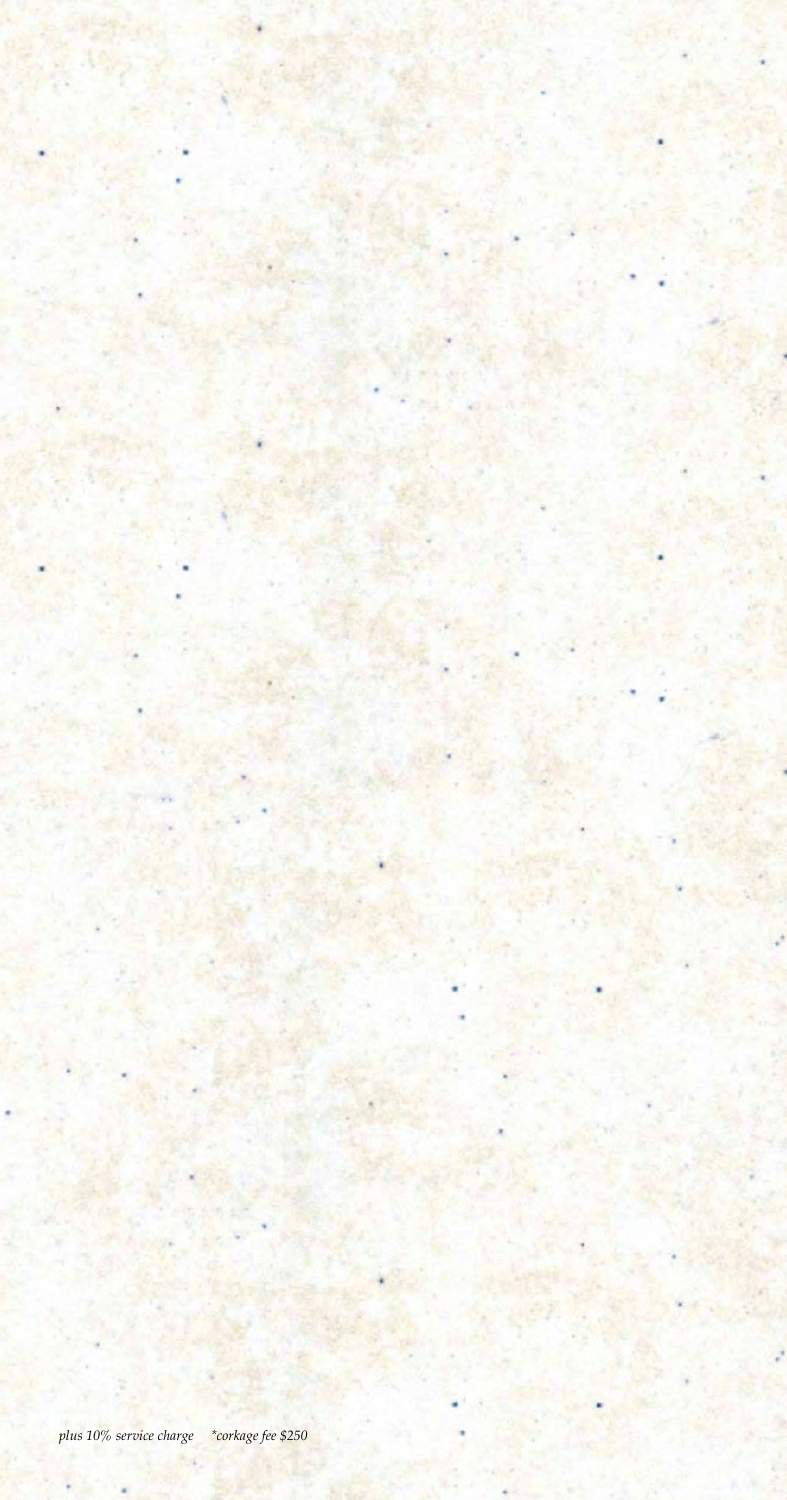*plus 10% service charge \*corkage fee $250*